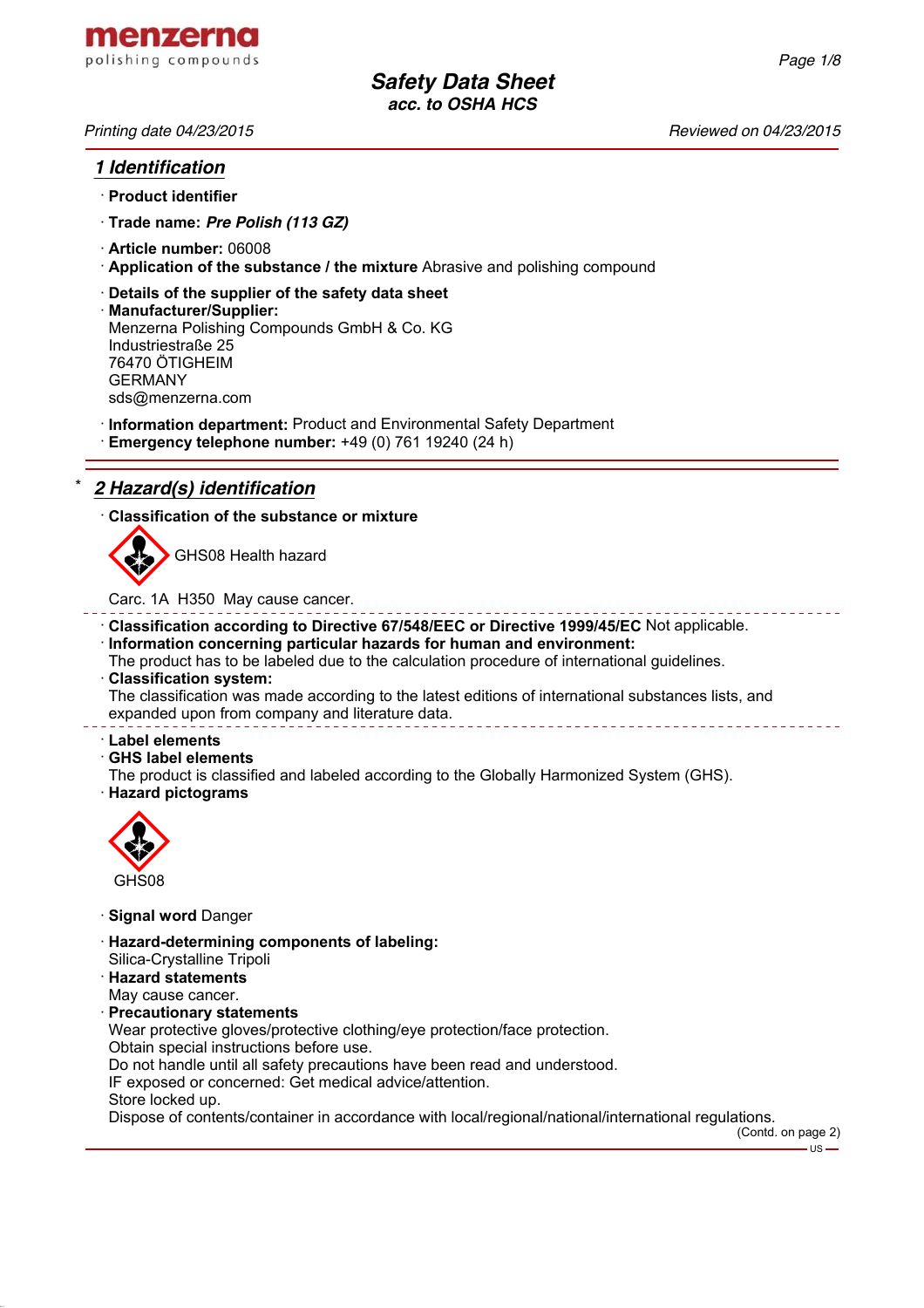menzerna
polishing compounds

# Safety Data Sheet
acc. to OSHA HCS

Printing date 04/23/2015 | Reviewed on 04/23/2015

## 1 Identification

· **Product identifier**

· **Trade name:** ***Pre Polish (113 GZ)***

· **Article number:** 06008

· **Application of the substance / the mixture** Abrasive and polishing compound

· **Details of the supplier of the safety data sheet**

· **Manufacturer/Supplier:**
Menzerna Polishing Compounds GmbH & Co. KG
Industriestraße 25
76470 ÖTIGHEIM
GERMANY
sds@menzerna.com

· **Information department:** Product and Environmental Safety Department

· **Emergency telephone number:** +49 (0) 761 19240 (24 h)

## * 2 Hazard(s) identification

· **Classification of the substance or mixture**

GHS08 Health hazard

Carc. 1A H350 May cause cancer.

· **Classification according to Directive 67/548/EEC or Directive 1999/45/EC** Not applicable.

· **Information concerning particular hazards for human and environment:**
The product has to be labeled due to the calculation procedure of international guidelines.

· **Classification system:**
The classification was made according to the latest editions of international substances lists, and expanded upon from company and literature data.

· **Label elements**

· **GHS label elements**
The product is classified and labeled according to the Globally Harmonized System (GHS).

· **Hazard pictograms**

GHS08

· **Signal word** Danger

· **Hazard-determining components of labeling:**
Silica-Crystalline Tripoli

· **Hazard statements**
May cause cancer.

· **Precautionary statements**
Wear protective gloves/protective clothing/eye protection/face protection.
Obtain special instructions before use.
Do not handle until all safety precautions have been read and understood.
IF exposed or concerned: Get medical advice/attention.
Store locked up.
Dispose of contents/container in accordance with local/regional/national/international regulations.

(Contd. on page 2)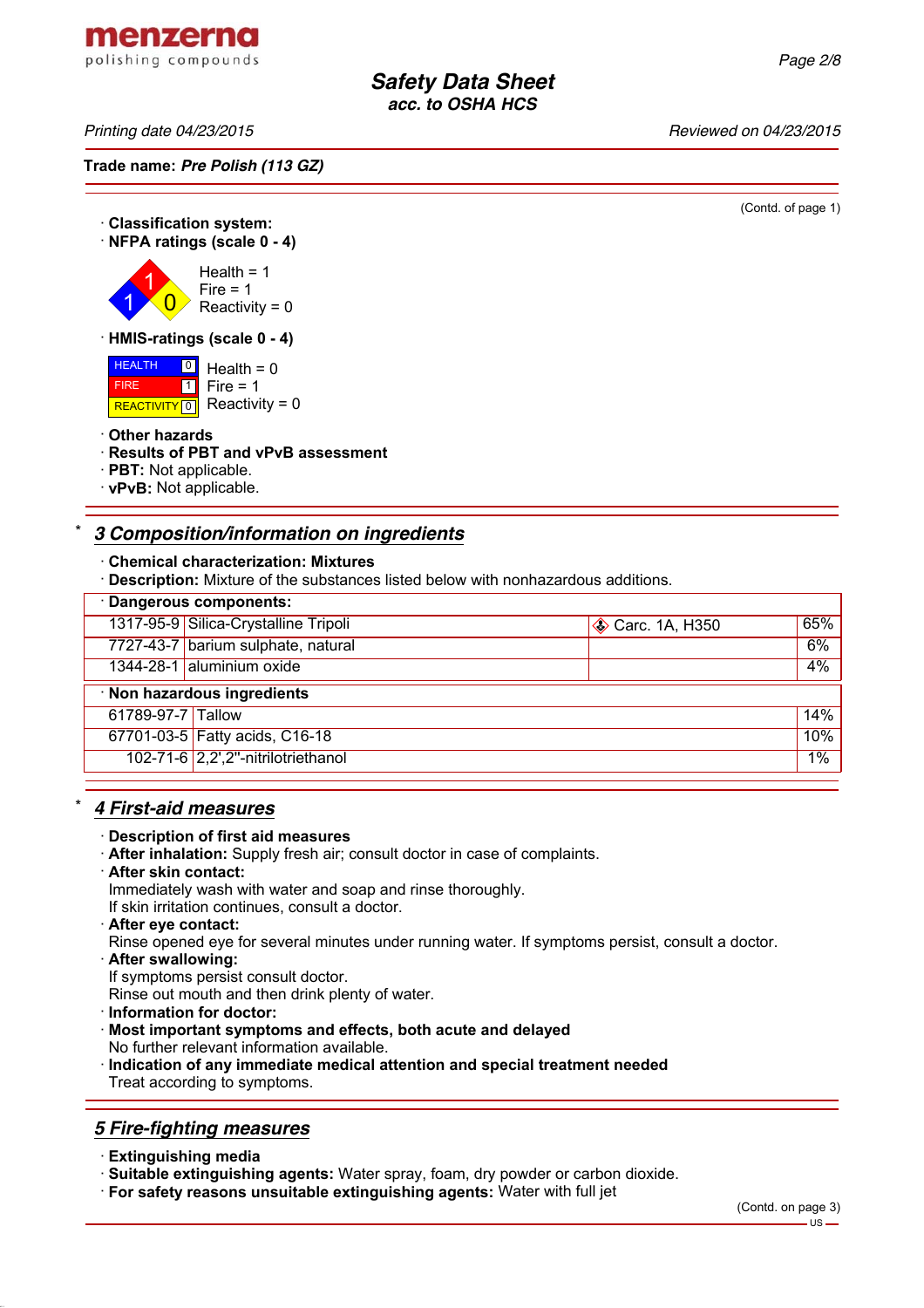(Contd. of page 1)

· **Classification system:**
· **NFPA ratings (scale 0 - 4)**

Health = 1
Fire = 1
Reactivity = 0

· **HMIS-ratings (scale 0 - 4)**

| | | |
|---|---|---|
| HEALTH | 0 | Health = 0 |
| FIRE | 1 | Fire = 1 |
| REACTIVITY | 0 | Reactivity = 0 |

· **Other hazards**
· **Results of PBT and vPvB assessment**
· **PBT:** Not applicable.
· **vPvB:** Not applicable.

## * 3 Composition/information on ingredients

· **Chemical characterization: Mixtures**
· **Description:** Mixture of the substances listed below with nonhazardous additions.

| · **Dangerous components:** | | | |
|---|---|---|---|
| 1317-95-9 | Silica-Crystalline Tripoli | Carc. 1A, H350 | 65% |
| 7727-43-7 | barium sulphate, natural | | 6% |
| 1344-28-1 | aluminium oxide | | 4% |

| · **Non hazardous ingredients** | | |
|---|---|---|
| 61789-97-7 | Tallow | 14% |
| 67701-03-5 | Fatty acids, C16-18 | 10% |
| 102-71-6 | 2,2',2''-nitrilotriethanol | 1% |

## * 4 First-aid measures

· **Description of first aid measures**
· **After inhalation:** Supply fresh air; consult doctor in case of complaints.
· **After skin contact:**
Immediately wash with water and soap and rinse thoroughly.
If skin irritation continues, consult a doctor.
· **After eye contact:**
Rinse opened eye for several minutes under running water. If symptoms persist, consult a doctor.
· **After swallowing:**
If symptoms persist consult doctor.
Rinse out mouth and then drink plenty of water.
· **Information for doctor:**
· **Most important symptoms and effects, both acute and delayed**
No further relevant information available.
· **Indication of any immediate medical attention and special treatment needed**
Treat according to symptoms.

## 5 Fire-fighting measures

· **Extinguishing media**
· **Suitable extinguishing agents:** Water spray, foam, dry powder or carbon dioxide.
· **For safety reasons unsuitable extinguishing agents:** Water with full jet

(Contd. on page 3)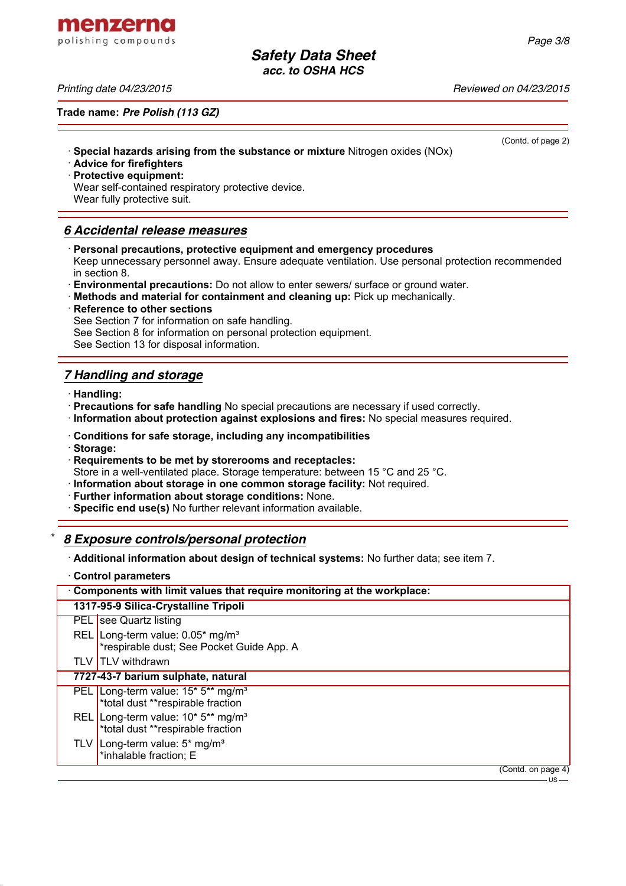Trade name: ***Pre Polish (113 GZ)***

(Contd. of page 2)

· **Special hazards arising from the substance or mixture** Nitrogen oxides (NOx)
· **Advice for firefighters**
· **Protective equipment:**
Wear self-contained respiratory protective device.
Wear fully protective suit.

## 6 Accidental release measures

· **Personal precautions, protective equipment and emergency procedures**
Keep unnecessary personnel away. Ensure adequate ventilation. Use personal protection recommended in section 8.
· **Environmental precautions:** Do not allow to enter sewers/ surface or ground water.
· **Methods and material for containment and cleaning up:** Pick up mechanically.
· **Reference to other sections**
See Section 7 for information on safe handling.
See Section 8 for information on personal protection equipment.
See Section 13 for disposal information.

## 7 Handling and storage

· **Handling:**
· **Precautions for safe handling** No special precautions are necessary if used correctly.
· **Information about protection against explosions and fires:** No special measures required.

· **Conditions for safe storage, including any incompatibilities**
· **Storage:**
· **Requirements to be met by storerooms and receptacles:**
Store in a well-ventilated place. Storage temperature: between 15 °C and 25 °C.
· **Information about storage in one common storage facility:** Not required.
· **Further information about storage conditions:** None.
· **Specific end use(s)** No further relevant information available.

## * 8 Exposure controls/personal protection

· **Additional information about design of technical systems:** No further data; see item 7.

· **Control parameters**

| · **Components with limit values that require monitoring at the workplace:** | |
|---|---|
| **1317-95-9 Silica-Crystalline Tripoli** | |
| PEL | see Quartz listing |
| REL | Long-term value: 0.05* mg/m³<br>*respirable dust; See Pocket Guide App. A |
| TLV | TLV withdrawn |
| **7727-43-7 barium sulphate, natural** | |
| PEL | Long-term value: 15* 5** mg/m³<br>*total dust **respirable fraction |
| REL | Long-term value: 10* 5** mg/m³<br>*total dust **respirable fraction |
| TLV | Long-term value: 5* mg/m³<br>*inhalable fraction; E |

(Contd. on page 4)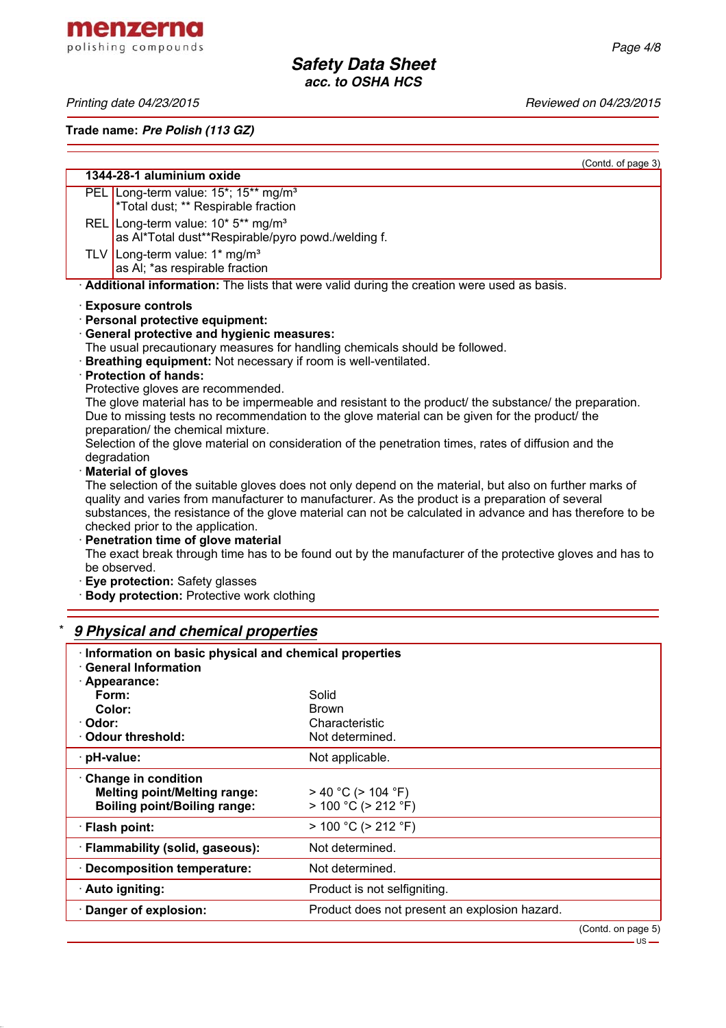Trade name: ***Pre Polish (113 GZ)***

(Contd. of page 3)

| 1344-28-1 aluminium oxide | |
|---|---|
| PEL | Long-term value: 15*; 15** mg/m³<br>*Total dust; ** Respirable fraction |
| REL | Long-term value: 10* 5** mg/m³<br>as Al*Total dust**Respirable/pyro powd./welding f. |
| TLV | Long-term value: 1* mg/m³<br>as Al; *as respirable fraction |

· **Additional information:** The lists that were valid during the creation were used as basis.

· **Exposure controls**
· **Personal protective equipment:**
· **General protective and hygienic measures:**
The usual precautionary measures for handling chemicals should be followed.
· **Breathing equipment:** Not necessary if room is well-ventilated.
· **Protection of hands:**
Protective gloves are recommended.
The glove material has to be impermeable and resistant to the product/ the substance/ the preparation.
Due to missing tests no recommendation to the glove material can be given for the product/ the preparation/ the chemical mixture.
Selection of the glove material on consideration of the penetration times, rates of diffusion and the degradation
· **Material of gloves**
The selection of the suitable gloves does not only depend on the material, but also on further marks of quality and varies from manufacturer to manufacturer. As the product is a preparation of several substances, the resistance of the glove material can not be calculated in advance and has therefore to be checked prior to the application.
· **Penetration time of glove material**
The exact break through time has to be found out by the manufacturer of the protective gloves and has to be observed.
· **Eye protection:** Safety glasses
· **Body protection:** Protective work clothing

## * *9 Physical and chemical properties*

| | |
|---|---|
| · **Information on basic physical and chemical properties** | |
| · **General Information** | |
| · **Appearance:** | |
| **Form:** | Solid |
| **Color:** | Brown |
| · **Odor:** | Characteristic |
| · **Odour threshold:** | Not determined. |
| · **pH-value:** | Not applicable. |
| · **Change in condition** | |
| **Melting point/Melting range:** | > 40 °C (> 104 °F) |
| **Boiling point/Boiling range:** | > 100 °C (> 212 °F) |
| · **Flash point:** | > 100 °C (> 212 °F) |
| · **Flammability (solid, gaseous):** | Not determined. |
| · **Decomposition temperature:** | Not determined. |
| · **Auto igniting:** | Product is not selfigniting. |
| · **Danger of explosion:** | Product does not present an explosion hazard. |

(Contd. on page 5)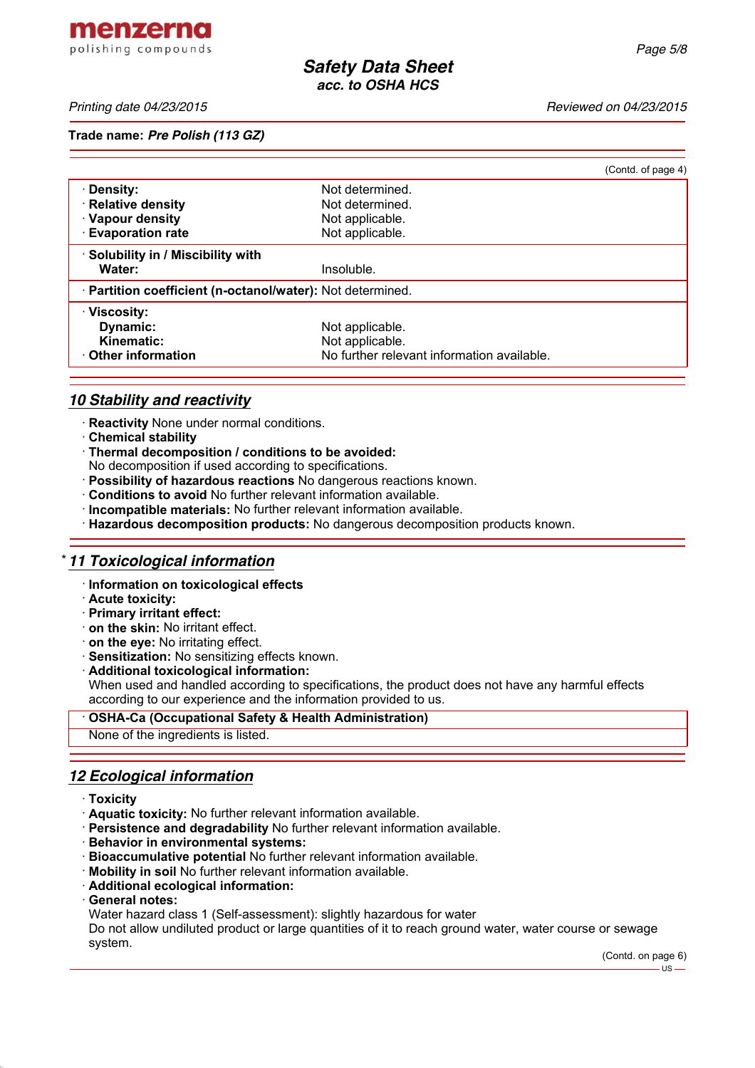(Contd. of page 4)

| | |
|---|---|
| · **Density:** | Not determined. |
| · **Relative density** | Not determined. |
| · **Vapour density** | Not applicable. |
| · **Evaporation rate** | Not applicable. |
| · **Solubility in / Miscibility with Water:** | Insoluble. |
| · **Partition coefficient (n-octanol/water):** | Not determined. |
| · **Viscosity:** | |
| **Dynamic:** | Not applicable. |
| **Kinematic:** | Not applicable. |
| · **Other information** | No further relevant information available. |

## 10 Stability and reactivity

· **Reactivity** None under normal conditions.
· **Chemical stability**
· **Thermal decomposition / conditions to be avoided:**
No decomposition if used according to specifications.
· **Possibility of hazardous reactions** No dangerous reactions known.
· **Conditions to avoid** No further relevant information available.
· **Incompatible materials:** No further relevant information available.
· **Hazardous decomposition products:** No dangerous decomposition products known.

## * 11 Toxicological information

· **Information on toxicological effects**
· **Acute toxicity:**
· **Primary irritant effect:**
· **on the skin:** No irritant effect.
· **on the eye:** No irritating effect.
· **Sensitization:** No sensitizing effects known.
· **Additional toxicological information:**
When used and handled according to specifications, the product does not have any harmful effects according to our experience and the information provided to us.

· **OSHA-Ca (Occupational Safety & Health Administration)**
None of the ingredients is listed.

## 12 Ecological information

· **Toxicity**
· **Aquatic toxicity:** No further relevant information available.
· **Persistence and degradability** No further relevant information available.
· **Behavior in environmental systems:**
· **Bioaccumulative potential** No further relevant information available.
· **Mobility in soil** No further relevant information available.
· **Additional ecological information:**
· **General notes:**
Water hazard class 1 (Self-assessment): slightly hazardous for water
Do not allow undiluted product or large quantities of it to reach ground water, water course or sewage system.

(Contd. on page 6)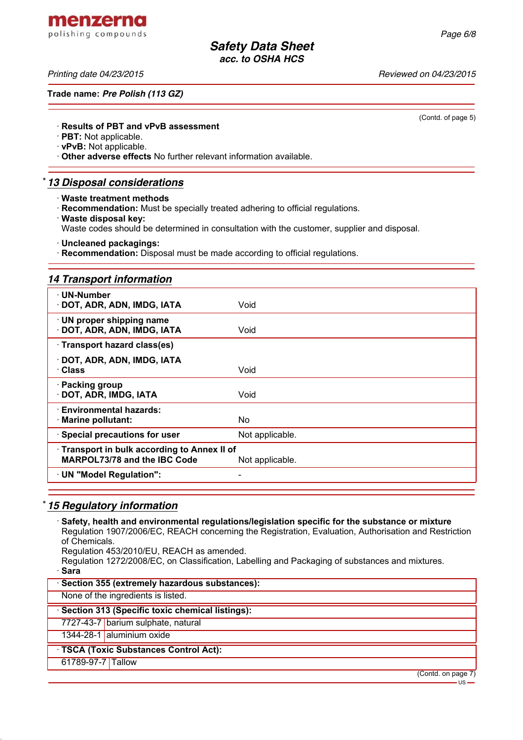(Contd. of page 5)

· **Results of PBT and vPvB assessment**
· **PBT:** Not applicable.
· **vPvB:** Not applicable.
· **Other adverse effects** No further relevant information available.

## * 13 Disposal considerations

· **Waste treatment methods**
· **Recommendation:** Must be specially treated adhering to official regulations.
· **Waste disposal key:**
Waste codes should be determined in consultation with the customer, supplier and disposal.

· **Uncleaned packagings:**
· **Recommendation:** Disposal must be made according to official regulations.

## 14 Transport information

| | |
|---|---|
| · **UN-Number**<br>· **DOT, ADR, ADN, IMDG, IATA** | Void |
| · **UN proper shipping name**<br>· **DOT, ADR, ADN, IMDG, IATA** | Void |
| · **Transport hazard class(es)**<br>· **DOT, ADR, ADN, IMDG, IATA**<br>· **Class** | Void |
| · **Packing group**<br>· **DOT, ADR, IMDG, IATA** | Void |
| · **Environmental hazards:**<br>· **Marine pollutant:** | No |
| · **Special precautions for user** | Not applicable. |
| · **Transport in bulk according to Annex II of MARPOL73/78 and the IBC Code** | Not applicable. |
| · **UN "Model Regulation":** | - |

## * 15 Regulatory information

· **Safety, health and environmental regulations/legislation specific for the substance or mixture**
Regulation 1907/2006/EC, REACH concerning the Registration, Evaluation, Authorisation and Restriction of Chemicals.
Regulation 453/2010/EU, REACH as amended.
Regulation 1272/2008/EC, on Classification, Labelling and Packaging of substances and mixtures.
· **Sara**

· **Section 355 (extremely hazardous substances):**

None of the ingredients is listed.

· **Section 313 (Specific toxic chemical listings):**

| | |
|---|---|
| 7727-43-7 | barium sulphate, natural |
| 1344-28-1 | aluminium oxide |

· **TSCA (Toxic Substances Control Act):**

| | |
|---|---|
| 61789-97-7 | Tallow |

(Contd. on page 7)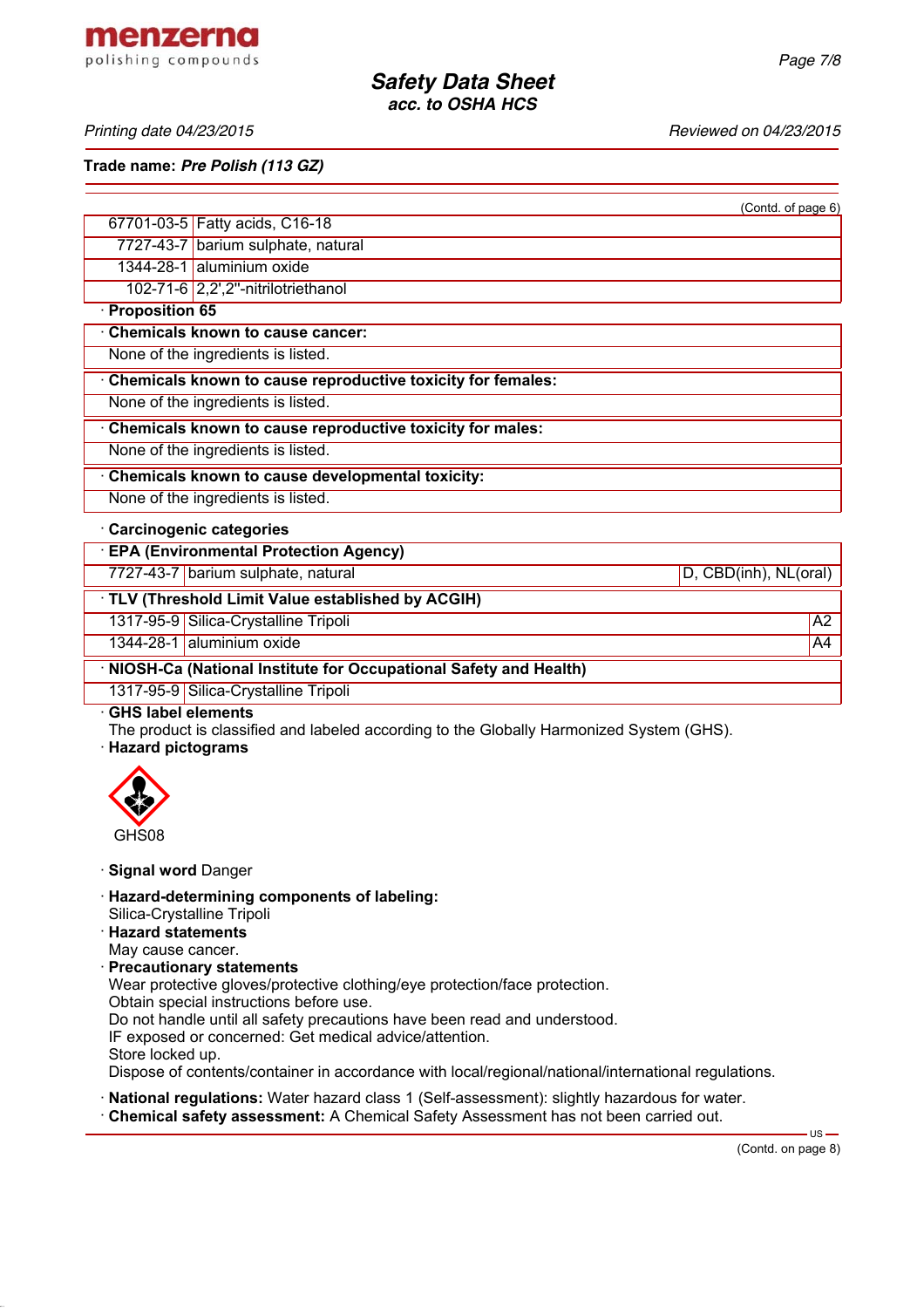**Trade name: *Pre Polish (113 GZ)***

(Contd. of page 6)

| | |
|---|---|
| 67701-03-5 | Fatty acids, C16-18 |
| 7727-43-7 | barium sulphate, natural |
| 1344-28-1 | aluminium oxide |
| 102-71-6 | 2,2',2''-nitrilotriethanol |

· **Proposition 65**

· **Chemicals known to cause cancer:**

None of the ingredients is listed.

· **Chemicals known to cause reproductive toxicity for females:**

None of the ingredients is listed.

· **Chemicals known to cause reproductive toxicity for males:**

None of the ingredients is listed.

· **Chemicals known to cause developmental toxicity:**

None of the ingredients is listed.

· **Carcinogenic categories**

· **EPA (Environmental Protection Agency)**

| | | |
|---|---|---|
| 7727-43-7 | barium sulphate, natural | D, CBD(inh), NL(oral) |

· **TLV (Threshold Limit Value established by ACGIH)**

| | | |
|---|---|---|
| 1317-95-9 | Silica-Crystalline Tripoli | A2 |
| 1344-28-1 | aluminium oxide | A4 |

· **NIOSH-Ca (National Institute for Occupational Safety and Health)**

| | |
|---|---|
| 1317-95-9 | Silica-Crystalline Tripoli |

· **GHS label elements**

The product is classified and labeled according to the Globally Harmonized System (GHS).

· **Hazard pictograms**

GHS08

· **Signal word** Danger

· **Hazard-determining components of labeling:**

Silica-Crystalline Tripoli

· **Hazard statements**

May cause cancer.

· **Precautionary statements**

Wear protective gloves/protective clothing/eye protection/face protection.
Obtain special instructions before use.
Do not handle until all safety precautions have been read and understood.
IF exposed or concerned: Get medical advice/attention.
Store locked up.
Dispose of contents/container in accordance with local/regional/national/international regulations.

· **National regulations:** Water hazard class 1 (Self-assessment): slightly hazardous for water.

· **Chemical safety assessment:** A Chemical Safety Assessment has not been carried out.

(Contd. on page 8)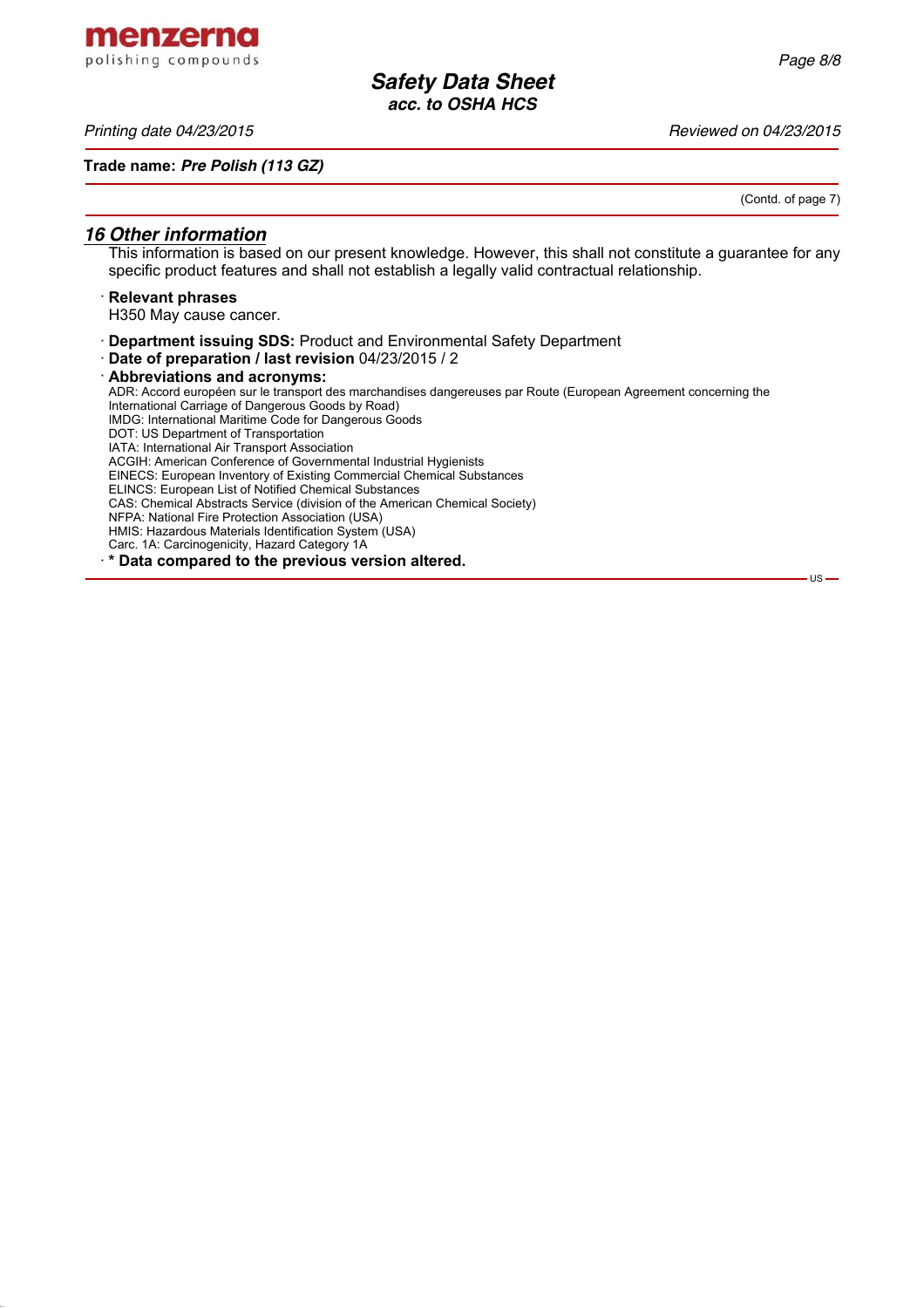## 16 Other information

This information is based on our present knowledge. However, this shall not constitute a guarantee for any specific product features and shall not establish a legally valid contractual relationship.

· **Relevant phrases**
H350 May cause cancer.

· **Department issuing SDS:** Product and Environmental Safety Department
· **Date of preparation / last revision** 04/23/2015 / 2
· **Abbreviations and acronyms:**
ADR: Accord européen sur le transport des marchandises dangereuses par Route (European Agreement concerning the International Carriage of Dangerous Goods by Road)
IMDG: International Maritime Code for Dangerous Goods
DOT: US Department of Transportation
IATA: International Air Transport Association
ACGIH: American Conference of Governmental Industrial Hygienists
EINECS: European Inventory of Existing Commercial Chemical Substances
ELINCS: European List of Notified Chemical Substances
CAS: Chemical Abstracts Service (division of the American Chemical Society)
NFPA: National Fire Protection Association (USA)
HMIS: Hazardous Materials Identification System (USA)
Carc. 1A: Carcinogenicity, Hazard Category 1A
· **\* Data compared to the previous version altered.**